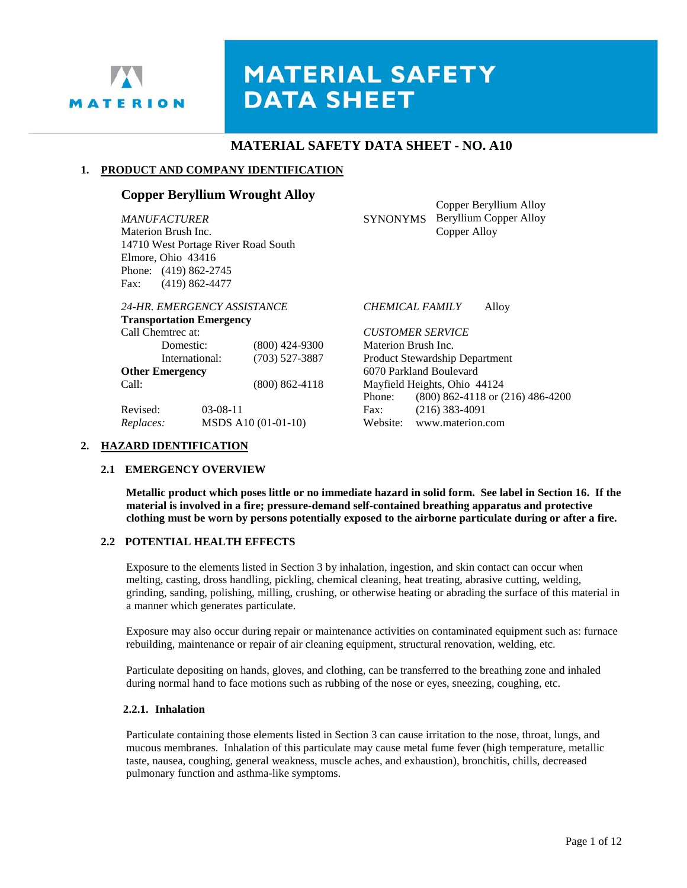MATERION

# MATERIAL SAFETY DATA SHEET

## MATERIAL SAFETY DATA SHEET - NO. A10

### 1. PRODUCT AND COMPANY IDENTIFICATION

**Copper Beryllium Wrought Alloy**

*MANUFACTURER*
Materion Brush Inc.
14710 West Portage River Road South
Elmore, Ohio 43416
Phone: (419) 862-2745
Fax: (419) 862-4477

SYNONYMS
Copper Beryllium Alloy
Beryllium Copper Alloy
Copper Alloy

*24-HR. EMERGENCY ASSISTANCE*
**Transportation Emergency**
Call Chemtrec at:

| | |
|---|---|
| Domestic: | (800) 424-9300 |
| International: | (703) 527-3887 |

**Other Emergency**
Call: (800) 862-4118

*CHEMICAL FAMILY* Alloy

*CUSTOMER SERVICE*
Materion Brush Inc.
Product Stewardship Department
6070 Parkland Boulevard
Mayfield Heights, Ohio 44124
Phone: (800) 862-4118 or (216) 486-4200
Fax: (216) 383-4091
Website: www.materion.com

Revised: 03-08-11
*Replaces:* MSDS A10 (01-01-10)

### 2. HAZARD IDENTIFICATION

#### 2.1 EMERGENCY OVERVIEW

**Metallic product which poses little or no immediate hazard in solid form. See label in Section 16. If the material is involved in a fire; pressure-demand self-contained breathing apparatus and protective clothing must be worn by persons potentially exposed to the airborne particulate during or after a fire.**

#### 2.2 POTENTIAL HEALTH EFFECTS

Exposure to the elements listed in Section 3 by inhalation, ingestion, and skin contact can occur when melting, casting, dross handling, pickling, chemical cleaning, heat treating, abrasive cutting, welding, grinding, sanding, polishing, milling, crushing, or otherwise heating or abrading the surface of this material in a manner which generates particulate.

Exposure may also occur during repair or maintenance activities on contaminated equipment such as: furnace rebuilding, maintenance or repair of air cleaning equipment, structural renovation, welding, etc.

Particulate depositing on hands, gloves, and clothing, can be transferred to the breathing zone and inhaled during normal hand to face motions such as rubbing of the nose or eyes, sneezing, coughing, etc.

##### 2.2.1. Inhalation

Particulate containing those elements listed in Section 3 can cause irritation to the nose, throat, lungs, and mucous membranes. Inhalation of this particulate may cause metal fume fever (high temperature, metallic taste, nausea, coughing, general weakness, muscle aches, and exhaustion), bronchitis, chills, decreased pulmonary function and asthma-like symptoms.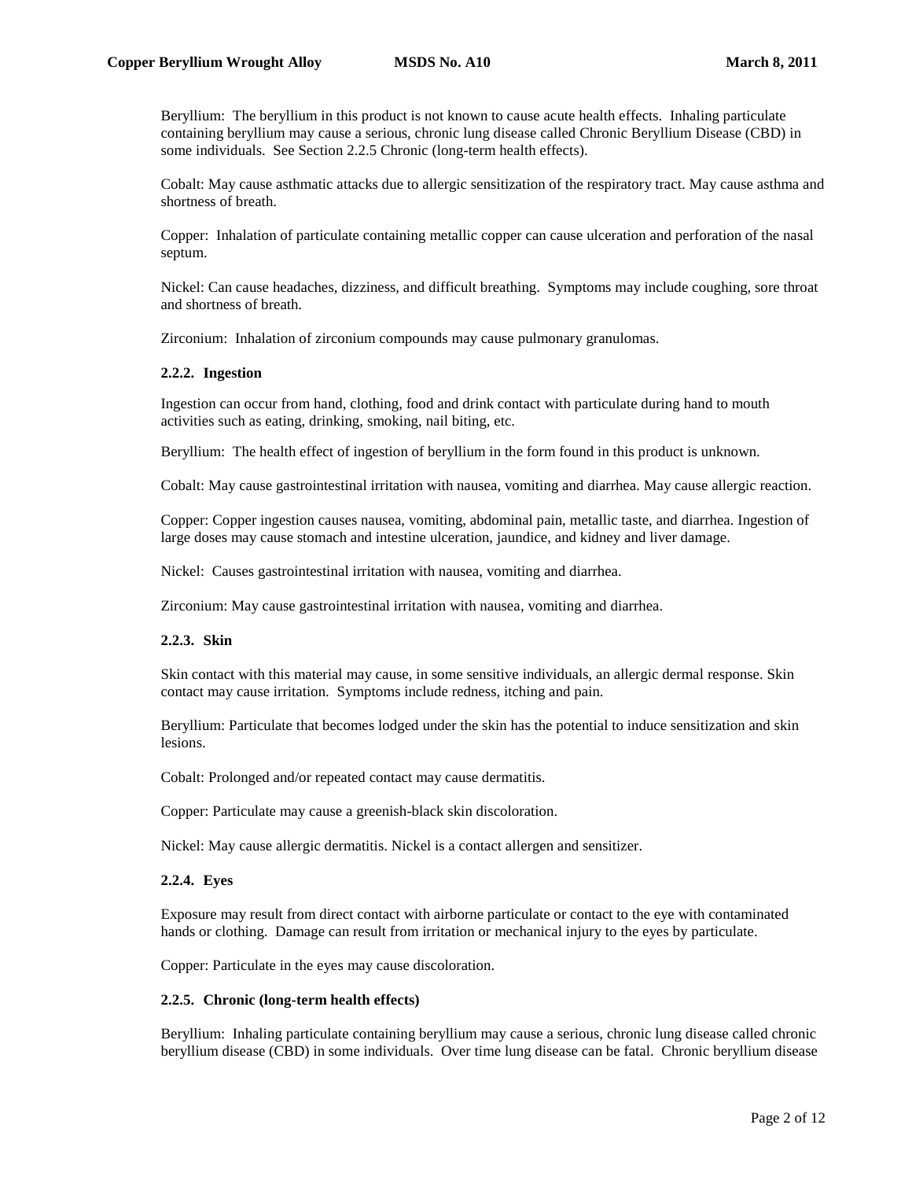Beryllium: The beryllium in this product is not known to cause acute health effects. Inhaling particulate containing beryllium may cause a serious, chronic lung disease called Chronic Beryllium Disease (CBD) in some individuals. See Section 2.2.5 Chronic (long-term health effects).

Cobalt: May cause asthmatic attacks due to allergic sensitization of the respiratory tract. May cause asthma and shortness of breath.

Copper: Inhalation of particulate containing metallic copper can cause ulceration and perforation of the nasal septum.

Nickel: Can cause headaches, dizziness, and difficult breathing. Symptoms may include coughing, sore throat and shortness of breath.

Zirconium: Inhalation of zirconium compounds may cause pulmonary granulomas.

#### 2.2.2. Ingestion

Ingestion can occur from hand, clothing, food and drink contact with particulate during hand to mouth activities such as eating, drinking, smoking, nail biting, etc.

Beryllium: The health effect of ingestion of beryllium in the form found in this product is unknown.

Cobalt: May cause gastrointestinal irritation with nausea, vomiting and diarrhea. May cause allergic reaction.

Copper: Copper ingestion causes nausea, vomiting, abdominal pain, metallic taste, and diarrhea. Ingestion of large doses may cause stomach and intestine ulceration, jaundice, and kidney and liver damage.

Nickel: Causes gastrointestinal irritation with nausea, vomiting and diarrhea.

Zirconium: May cause gastrointestinal irritation with nausea, vomiting and diarrhea.

#### 2.2.3. Skin

Skin contact with this material may cause, in some sensitive individuals, an allergic dermal response. Skin contact may cause irritation. Symptoms include redness, itching and pain.

Beryllium: Particulate that becomes lodged under the skin has the potential to induce sensitization and skin lesions.

Cobalt: Prolonged and/or repeated contact may cause dermatitis.

Copper: Particulate may cause a greenish-black skin discoloration.

Nickel: May cause allergic dermatitis. Nickel is a contact allergen and sensitizer.

#### 2.2.4. Eyes

Exposure may result from direct contact with airborne particulate or contact to the eye with contaminated hands or clothing. Damage can result from irritation or mechanical injury to the eyes by particulate.

Copper: Particulate in the eyes may cause discoloration.

#### 2.2.5. Chronic (long-term health effects)

Beryllium: Inhaling particulate containing beryllium may cause a serious, chronic lung disease called chronic beryllium disease (CBD) in some individuals. Over time lung disease can be fatal. Chronic beryllium disease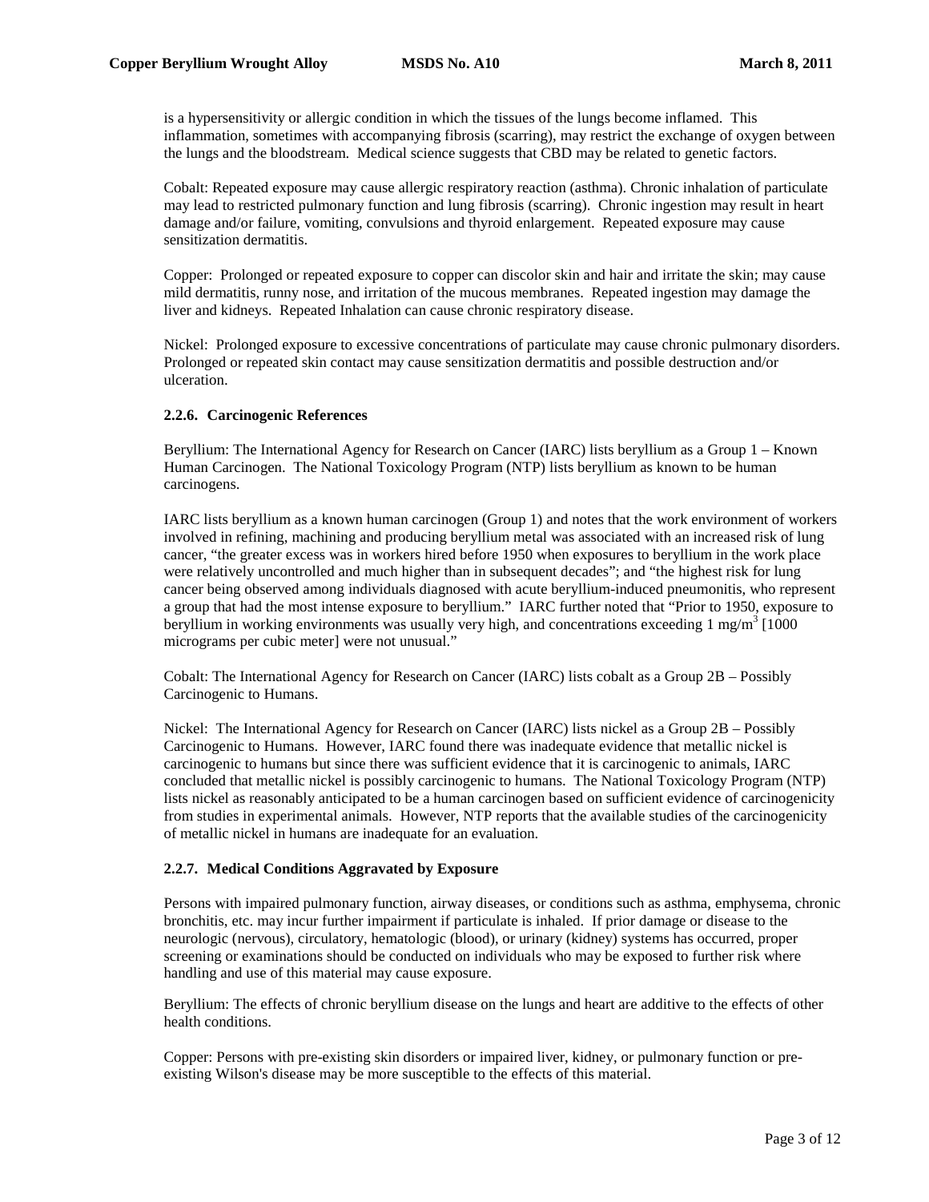is a hypersensitivity or allergic condition in which the tissues of the lungs become inflamed. This inflammation, sometimes with accompanying fibrosis (scarring), may restrict the exchange of oxygen between the lungs and the bloodstream. Medical science suggests that CBD may be related to genetic factors.

Cobalt: Repeated exposure may cause allergic respiratory reaction (asthma). Chronic inhalation of particulate may lead to restricted pulmonary function and lung fibrosis (scarring). Chronic ingestion may result in heart damage and/or failure, vomiting, convulsions and thyroid enlargement. Repeated exposure may cause sensitization dermatitis.

Copper: Prolonged or repeated exposure to copper can discolor skin and hair and irritate the skin; may cause mild dermatitis, runny nose, and irritation of the mucous membranes. Repeated ingestion may damage the liver and kidneys. Repeated Inhalation can cause chronic respiratory disease.

Nickel: Prolonged exposure to excessive concentrations of particulate may cause chronic pulmonary disorders. Prolonged or repeated skin contact may cause sensitization dermatitis and possible destruction and/or ulceration.

### 2.2.6. Carcinogenic References

Beryllium: The International Agency for Research on Cancer (IARC) lists beryllium as a Group 1 – Known Human Carcinogen. The National Toxicology Program (NTP) lists beryllium as known to be human carcinogens.

IARC lists beryllium as a known human carcinogen (Group 1) and notes that the work environment of workers involved in refining, machining and producing beryllium metal was associated with an increased risk of lung cancer, "the greater excess was in workers hired before 1950 when exposures to beryllium in the work place were relatively uncontrolled and much higher than in subsequent decades"; and "the highest risk for lung cancer being observed among individuals diagnosed with acute beryllium-induced pneumonitis, who represent a group that had the most intense exposure to beryllium." IARC further noted that "Prior to 1950, exposure to beryllium in working environments was usually very high, and concentrations exceeding 1 $mg/m^3$ [1000 micrograms per cubic meter] were not unusual."

Cobalt: The International Agency for Research on Cancer (IARC) lists cobalt as a Group 2B – Possibly Carcinogenic to Humans.

Nickel: The International Agency for Research on Cancer (IARC) lists nickel as a Group 2B – Possibly Carcinogenic to Humans. However, IARC found there was inadequate evidence that metallic nickel is carcinogenic to humans but since there was sufficient evidence that it is carcinogenic to animals, IARC concluded that metallic nickel is possibly carcinogenic to humans. The National Toxicology Program (NTP) lists nickel as reasonably anticipated to be a human carcinogen based on sufficient evidence of carcinogenicity from studies in experimental animals. However, NTP reports that the available studies of the carcinogenicity of metallic nickel in humans are inadequate for an evaluation.

### 2.2.7. Medical Conditions Aggravated by Exposure

Persons with impaired pulmonary function, airway diseases, or conditions such as asthma, emphysema, chronic bronchitis, etc. may incur further impairment if particulate is inhaled. If prior damage or disease to the neurologic (nervous), circulatory, hematologic (blood), or urinary (kidney) systems has occurred, proper screening or examinations should be conducted on individuals who may be exposed to further risk where handling and use of this material may cause exposure.

Beryllium: The effects of chronic beryllium disease on the lungs and heart are additive to the effects of other health conditions.

Copper: Persons with pre-existing skin disorders or impaired liver, kidney, or pulmonary function or pre-existing Wilson's disease may be more susceptible to the effects of this material.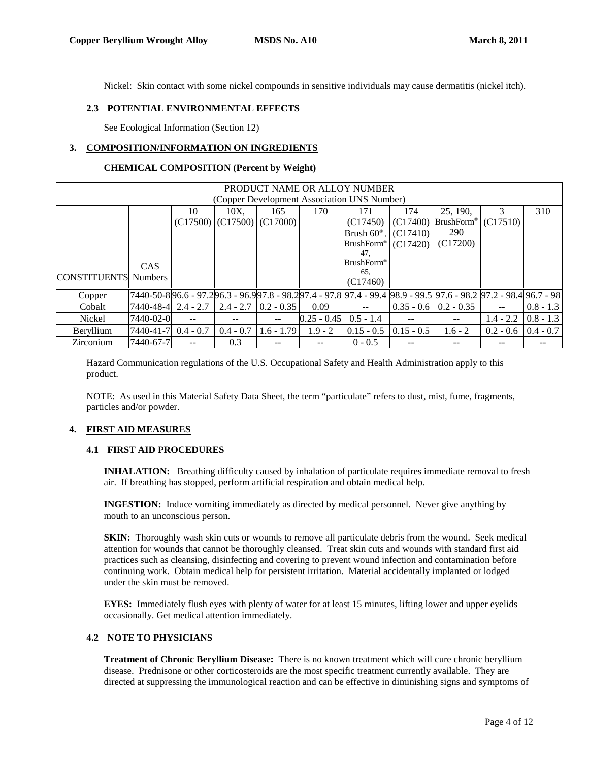Nickel: Skin contact with some nickel compounds in sensitive individuals may cause dermatitis (nickel itch).

### 2.3 POTENTIAL ENVIRONMENTAL EFFECTS

See Ecological Information (Section 12)

## 3. COMPOSITION/INFORMATION ON INGREDIENTS

### CHEMICAL COMPOSITION (Percent by Weight)

| PRODUCT NAME OR ALLOY NUMBER (Copper Development Association UNS Number) | | | | | | | | | | |
|---|---|---|---|---|---|---|---|---|---|---|
| CONSTITUENTS | CAS Numbers | 10 (C17500) | 10X, (C17500) | 165 (C17000) | 170 | 171 (C17450) Brush 60®, BrushForm® 47, BrushForm® 65, (C17460) | 174 (C17400) (C17410) (C17420) | 25, 190, BrushForm® 290 (C17200) | 3 (C17510) | 310 |
| Copper | 7440-50-8 | 96.6 - 97.2 | 96.3 - 96.9 | 97.8 - 98.2 | 97.4 - 97.8 | 97.4 - 99.4 | 98.9 - 99.5 | 97.6 - 98.2 | 97.2 - 98.4 | 96.7 - 98 |
| Cobalt | 7440-48-4 | 2.4 - 2.7 | 2.4 - 2.7 | 0.2 - 0.35 | 0.09 | -- | 0.35 - 0.6 | 0.2 - 0.35 | -- | 0.8 - 1.3 |
| Nickel | 7440-02-0 | -- | -- | -- | 0.25 - 0.45 | 0.5 - 1.4 | -- | -- | 1.4 - 2.2 | 0.8 - 1.3 |
| Beryllium | 7440-41-7 | 0.4 - 0.7 | 0.4 - 0.7 | 1.6 - 1.79 | 1.9 - 2 | 0.15 - 0.5 | 0.15 - 0.5 | 1.6 - 2 | 0.2 - 0.6 | 0.4 - 0.7 |
| Zirconium | 7440-67-7 | -- | 0.3 | -- | -- | 0 - 0.5 | -- | -- | -- | -- |

Hazard Communication regulations of the U.S. Occupational Safety and Health Administration apply to this product.

NOTE: As used in this Material Safety Data Sheet, the term "particulate" refers to dust, mist, fume, fragments, particles and/or powder.

## 4. FIRST AID MEASURES

### 4.1 FIRST AID PROCEDURES

**INHALATION:** Breathing difficulty caused by inhalation of particulate requires immediate removal to fresh air. If breathing has stopped, perform artificial respiration and obtain medical help.

**INGESTION:** Induce vomiting immediately as directed by medical personnel. Never give anything by mouth to an unconscious person.

**SKIN:** Thoroughly wash skin cuts or wounds to remove all particulate debris from the wound. Seek medical attention for wounds that cannot be thoroughly cleansed. Treat skin cuts and wounds with standard first aid practices such as cleansing, disinfecting and covering to prevent wound infection and contamination before continuing work. Obtain medical help for persistent irritation. Material accidentally implanted or lodged under the skin must be removed.

**EYES:** Immediately flush eyes with plenty of water for at least 15 minutes, lifting lower and upper eyelids occasionally. Get medical attention immediately.

### 4.2 NOTE TO PHYSICIANS

**Treatment of Chronic Beryllium Disease:** There is no known treatment which will cure chronic beryllium disease. Prednisone or other corticosteroids are the most specific treatment currently available. They are directed at suppressing the immunological reaction and can be effective in diminishing signs and symptoms of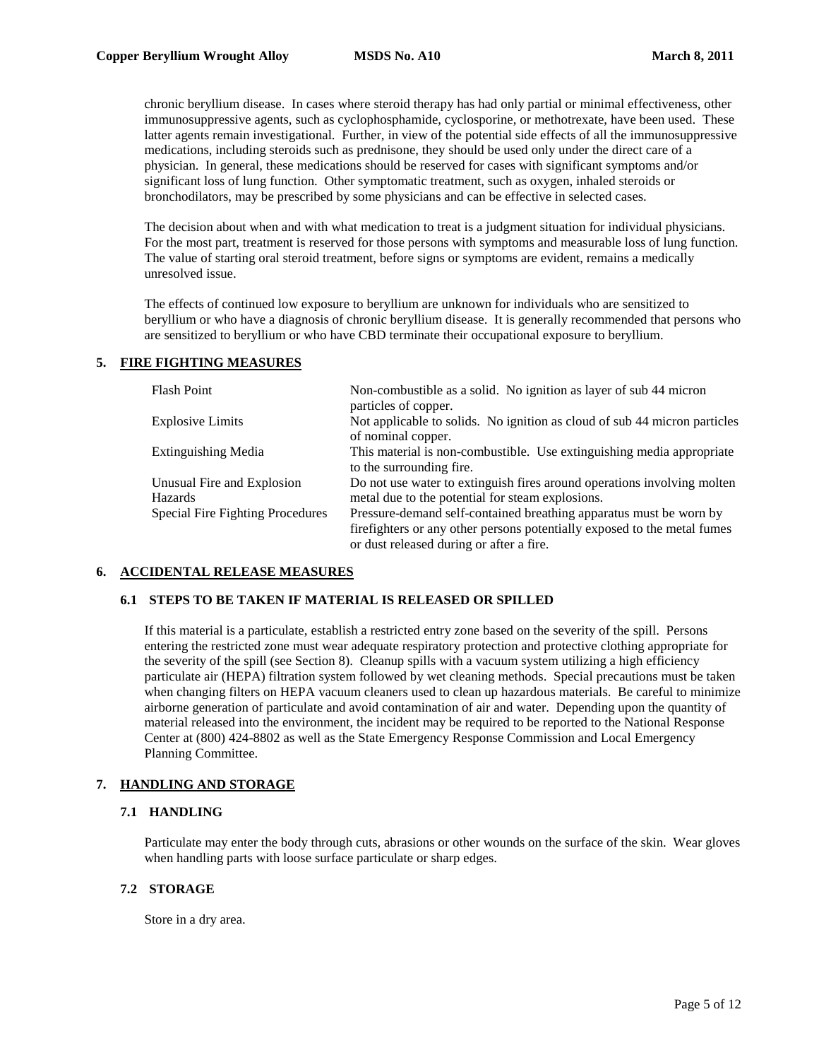chronic beryllium disease. In cases where steroid therapy has had only partial or minimal effectiveness, other immunosuppressive agents, such as cyclophosphamide, cyclosporine, or methotrexate, have been used. These latter agents remain investigational. Further, in view of the potential side effects of all the immunosuppressive medications, including steroids such as prednisone, they should be used only under the direct care of a physician. In general, these medications should be reserved for cases with significant symptoms and/or significant loss of lung function. Other symptomatic treatment, such as oxygen, inhaled steroids or bronchodilators, may be prescribed by some physicians and can be effective in selected cases.

The decision about when and with what medication to treat is a judgment situation for individual physicians. For the most part, treatment is reserved for those persons with symptoms and measurable loss of lung function. The value of starting oral steroid treatment, before signs or symptoms are evident, remains a medically unresolved issue.

The effects of continued low exposure to beryllium are unknown for individuals who are sensitized to beryllium or who have a diagnosis of chronic beryllium disease. It is generally recommended that persons who are sensitized to beryllium or who have CBD terminate their occupational exposure to beryllium.

## 5. FIRE FIGHTING MEASURES

| | |
|---|---|
| Flash Point | Non-combustible as a solid. No ignition as layer of sub 44 micron particles of copper. |
| Explosive Limits | Not applicable to solids. No ignition as cloud of sub 44 micron particles of nominal copper. |
| Extinguishing Media | This material is non-combustible. Use extinguishing media appropriate to the surrounding fire. |
| Unusual Fire and Explosion Hazards | Do not use water to extinguish fires around operations involving molten metal due to the potential for steam explosions. |
| Special Fire Fighting Procedures | Pressure-demand self-contained breathing apparatus must be worn by firefighters or any other persons potentially exposed to the metal fumes or dust released during or after a fire. |

## 6. ACCIDENTAL RELEASE MEASURES

### 6.1 STEPS TO BE TAKEN IF MATERIAL IS RELEASED OR SPILLED

If this material is a particulate, establish a restricted entry zone based on the severity of the spill. Persons entering the restricted zone must wear adequate respiratory protection and protective clothing appropriate for the severity of the spill (see Section 8). Cleanup spills with a vacuum system utilizing a high efficiency particulate air (HEPA) filtration system followed by wet cleaning methods. Special precautions must be taken when changing filters on HEPA vacuum cleaners used to clean up hazardous materials. Be careful to minimize airborne generation of particulate and avoid contamination of air and water. Depending upon the quantity of material released into the environment, the incident may be required to be reported to the National Response Center at (800) 424-8802 as well as the State Emergency Response Commission and Local Emergency Planning Committee.

## 7. HANDLING AND STORAGE

### 7.1 HANDLING

Particulate may enter the body through cuts, abrasions or other wounds on the surface of the skin. Wear gloves when handling parts with loose surface particulate or sharp edges.

### 7.2 STORAGE

Store in a dry area.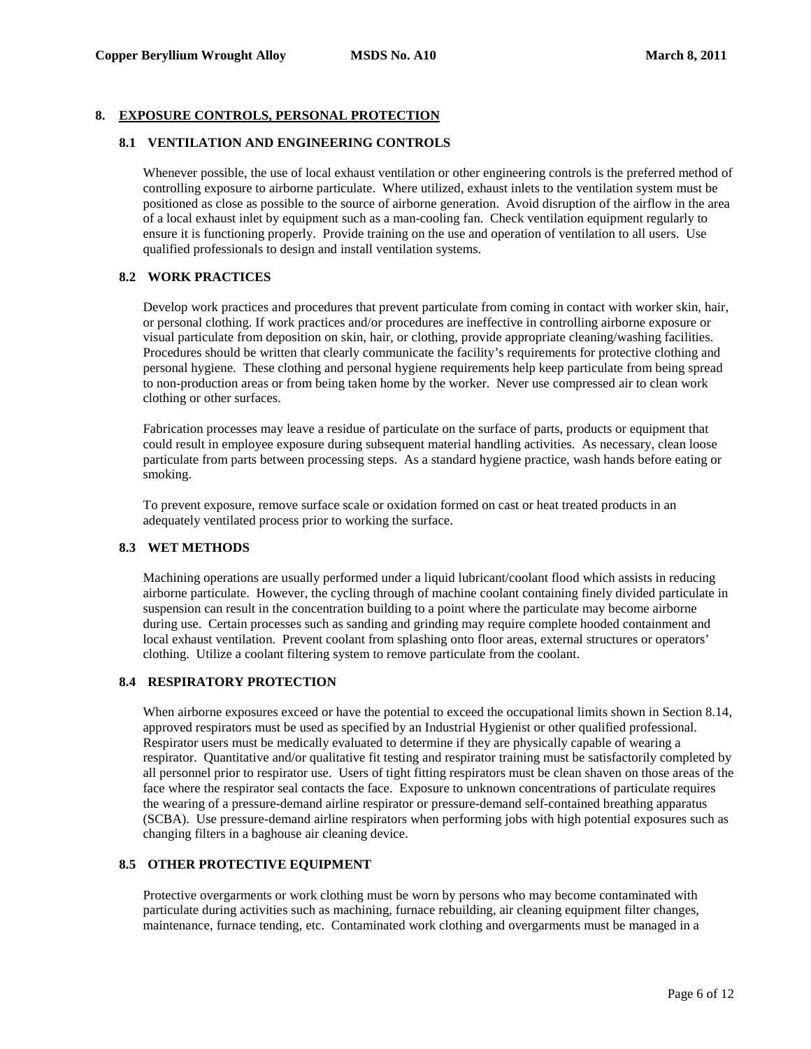## 8. EXPOSURE CONTROLS, PERSONAL PROTECTION

### 8.1 VENTILATION AND ENGINEERING CONTROLS

Whenever possible, the use of local exhaust ventilation or other engineering controls is the preferred method of controlling exposure to airborne particulate. Where utilized, exhaust inlets to the ventilation system must be positioned as close as possible to the source of airborne generation. Avoid disruption of the airflow in the area of a local exhaust inlet by equipment such as a man-cooling fan. Check ventilation equipment regularly to ensure it is functioning properly. Provide training on the use and operation of ventilation to all users. Use qualified professionals to design and install ventilation systems.

### 8.2 WORK PRACTICES

Develop work practices and procedures that prevent particulate from coming in contact with worker skin, hair, or personal clothing. If work practices and/or procedures are ineffective in controlling airborne exposure or visual particulate from deposition on skin, hair, or clothing, provide appropriate cleaning/washing facilities. Procedures should be written that clearly communicate the facility's requirements for protective clothing and personal hygiene. These clothing and personal hygiene requirements help keep particulate from being spread to non-production areas or from being taken home by the worker. Never use compressed air to clean work clothing or other surfaces.

Fabrication processes may leave a residue of particulate on the surface of parts, products or equipment that could result in employee exposure during subsequent material handling activities. As necessary, clean loose particulate from parts between processing steps. As a standard hygiene practice, wash hands before eating or smoking.

To prevent exposure, remove surface scale or oxidation formed on cast or heat treated products in an adequately ventilated process prior to working the surface.

### 8.3 WET METHODS

Machining operations are usually performed under a liquid lubricant/coolant flood which assists in reducing airborne particulate. However, the cycling through of machine coolant containing finely divided particulate in suspension can result in the concentration building to a point where the particulate may become airborne during use. Certain processes such as sanding and grinding may require complete hooded containment and local exhaust ventilation. Prevent coolant from splashing onto floor areas, external structures or operators' clothing. Utilize a coolant filtering system to remove particulate from the coolant.

### 8.4 RESPIRATORY PROTECTION

When airborne exposures exceed or have the potential to exceed the occupational limits shown in Section 8.14, approved respirators must be used as specified by an Industrial Hygienist or other qualified professional. Respirator users must be medically evaluated to determine if they are physically capable of wearing a respirator. Quantitative and/or qualitative fit testing and respirator training must be satisfactorily completed by all personnel prior to respirator use. Users of tight fitting respirators must be clean shaven on those areas of the face where the respirator seal contacts the face. Exposure to unknown concentrations of particulate requires the wearing of a pressure-demand airline respirator or pressure-demand self-contained breathing apparatus (SCBA). Use pressure-demand airline respirators when performing jobs with high potential exposures such as changing filters in a baghouse air cleaning device.

### 8.5 OTHER PROTECTIVE EQUIPMENT

Protective overgarments or work clothing must be worn by persons who may become contaminated with particulate during activities such as machining, furnace rebuilding, air cleaning equipment filter changes, maintenance, furnace tending, etc. Contaminated work clothing and overgarments must be managed in a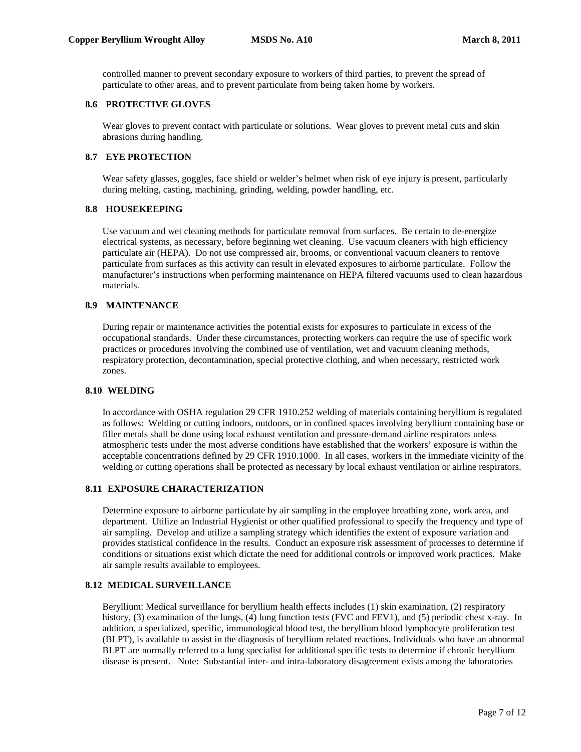controlled manner to prevent secondary exposure to workers of third parties, to prevent the spread of particulate to other areas, and to prevent particulate from being taken home by workers.

### 8.6 PROTECTIVE GLOVES

Wear gloves to prevent contact with particulate or solutions. Wear gloves to prevent metal cuts and skin abrasions during handling.

### 8.7 EYE PROTECTION

Wear safety glasses, goggles, face shield or welder's helmet when risk of eye injury is present, particularly during melting, casting, machining, grinding, welding, powder handling, etc.

### 8.8 HOUSEKEEPING

Use vacuum and wet cleaning methods for particulate removal from surfaces. Be certain to de-energize electrical systems, as necessary, before beginning wet cleaning. Use vacuum cleaners with high efficiency particulate air (HEPA). Do not use compressed air, brooms, or conventional vacuum cleaners to remove particulate from surfaces as this activity can result in elevated exposures to airborne particulate. Follow the manufacturer's instructions when performing maintenance on HEPA filtered vacuums used to clean hazardous materials.

### 8.9 MAINTENANCE

During repair or maintenance activities the potential exists for exposures to particulate in excess of the occupational standards. Under these circumstances, protecting workers can require the use of specific work practices or procedures involving the combined use of ventilation, wet and vacuum cleaning methods, respiratory protection, decontamination, special protective clothing, and when necessary, restricted work zones.

### 8.10 WELDING

In accordance with OSHA regulation 29 CFR 1910.252 welding of materials containing beryllium is regulated as follows: Welding or cutting indoors, outdoors, or in confined spaces involving beryllium containing base or filler metals shall be done using local exhaust ventilation and pressure-demand airline respirators unless atmospheric tests under the most adverse conditions have established that the workers' exposure is within the acceptable concentrations defined by 29 CFR 1910.1000. In all cases, workers in the immediate vicinity of the welding or cutting operations shall be protected as necessary by local exhaust ventilation or airline respirators.

### 8.11 EXPOSURE CHARACTERIZATION

Determine exposure to airborne particulate by air sampling in the employee breathing zone, work area, and department. Utilize an Industrial Hygienist or other qualified professional to specify the frequency and type of air sampling. Develop and utilize a sampling strategy which identifies the extent of exposure variation and provides statistical confidence in the results. Conduct an exposure risk assessment of processes to determine if conditions or situations exist which dictate the need for additional controls or improved work practices. Make air sample results available to employees.

### 8.12 MEDICAL SURVEILLANCE

Beryllium: Medical surveillance for beryllium health effects includes (1) skin examination, (2) respiratory history, (3) examination of the lungs, (4) lung function tests (FVC and FEV1), and (5) periodic chest x-ray. In addition, a specialized, specific, immunological blood test, the beryllium blood lymphocyte proliferation test (BLPT), is available to assist in the diagnosis of beryllium related reactions. Individuals who have an abnormal BLPT are normally referred to a lung specialist for additional specific tests to determine if chronic beryllium disease is present. Note: Substantial inter- and intra-laboratory disagreement exists among the laboratories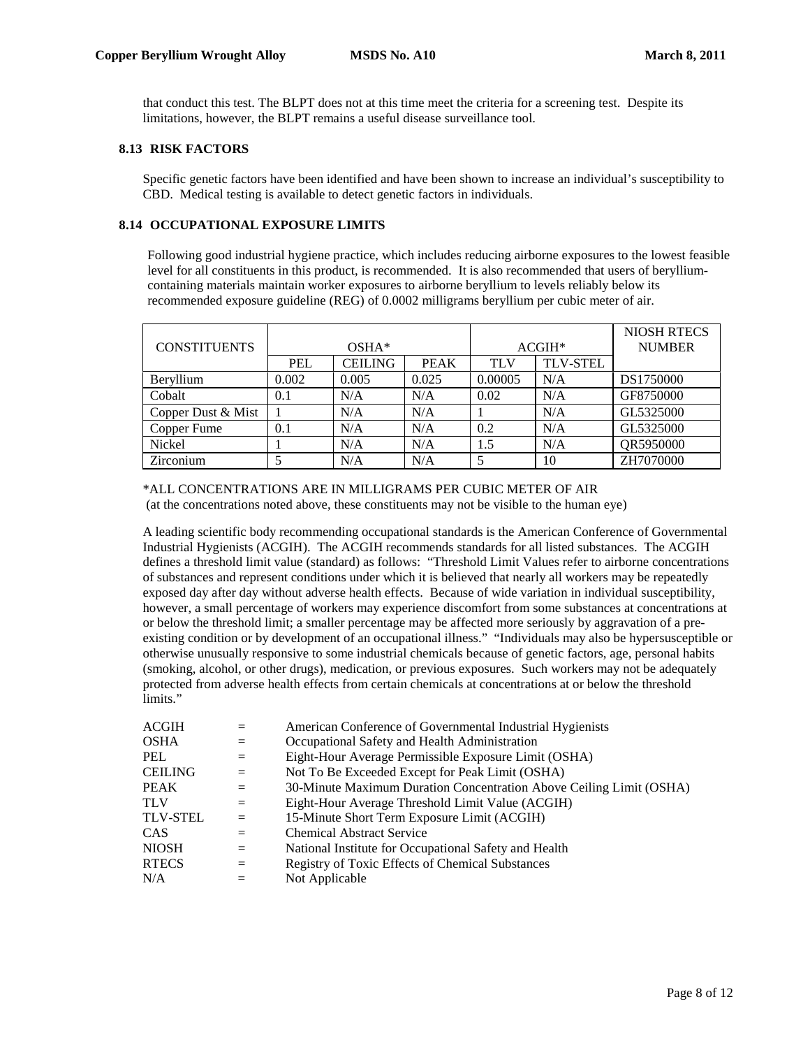that conduct this test. The BLPT does not at this time meet the criteria for a screening test. Despite its limitations, however, the BLPT remains a useful disease surveillance tool.

### 8.13 RISK FACTORS

Specific genetic factors have been identified and have been shown to increase an individual's susceptibility to CBD. Medical testing is available to detect genetic factors in individuals.

### 8.14 OCCUPATIONAL EXPOSURE LIMITS

Following good industrial hygiene practice, which includes reducing airborne exposures to the lowest feasible level for all constituents in this product, is recommended. It is also recommended that users of beryllium-containing materials maintain worker exposures to airborne beryllium to levels reliably below its recommended exposure guideline (REG) of 0.0002 milligrams beryllium per cubic meter of air.

| CONSTITUENTS | OSHA* | | | ACGIH* | | NIOSH RTECS NUMBER |
|---|---|---|---|---|---|---|
| | PEL | CEILING | PEAK | TLV | TLV-STEL | |
| Beryllium | 0.002 | 0.005 | 0.025 | 0.00005 | N/A | DS1750000 |
| Cobalt | 0.1 | N/A | N/A | 0.02 | N/A | GF8750000 |
| Copper Dust & Mist | 1 | N/A | N/A | 1 | N/A | GL5325000 |
| Copper Fume | 0.1 | N/A | N/A | 0.2 | N/A | GL5325000 |
| Nickel | 1 | N/A | N/A | 1.5 | N/A | QR5950000 |
| Zirconium | 5 | N/A | N/A | 5 | 10 | ZH7070000 |

*ALL CONCENTRATIONS ARE IN MILLIGRAMS PER CUBIC METER OF AIR
(at the concentrations noted above, these constituents may not be visible to the human eye)

A leading scientific body recommending occupational standards is the American Conference of Governmental Industrial Hygienists (ACGIH). The ACGIH recommends standards for all listed substances. The ACGIH defines a threshold limit value (standard) as follows: "Threshold Limit Values refer to airborne concentrations of substances and represent conditions under which it is believed that nearly all workers may be repeatedly exposed day after day without adverse health effects. Because of wide variation in individual susceptibility, however, a small percentage of workers may experience discomfort from some substances at concentrations at or below the threshold limit; a smaller percentage may be affected more seriously by aggravation of a pre-existing condition or by development of an occupational illness." "Individuals may also be hypersusceptible or otherwise unusually responsive to some industrial chemicals because of genetic factors, age, personal habits (smoking, alcohol, or other drugs), medication, or previous exposures. Such workers may not be adequately protected from adverse health effects from certain chemicals at concentrations at or below the threshold limits."

| | | |
|---|---|---|
| ACGIH | = | American Conference of Governmental Industrial Hygienists |
| OSHA | = | Occupational Safety and Health Administration |
| PEL | = | Eight-Hour Average Permissible Exposure Limit (OSHA) |
| CEILING | = | Not To Be Exceeded Except for Peak Limit (OSHA) |
| PEAK | = | 30-Minute Maximum Duration Concentration Above Ceiling Limit (OSHA) |
| TLV | = | Eight-Hour Average Threshold Limit Value (ACGIH) |
| TLV-STEL | = | 15-Minute Short Term Exposure Limit (ACGIH) |
| CAS | = | Chemical Abstract Service |
| NIOSH | = | National Institute for Occupational Safety and Health |
| RTECS | = | Registry of Toxic Effects of Chemical Substances |
| N/A | = | Not Applicable |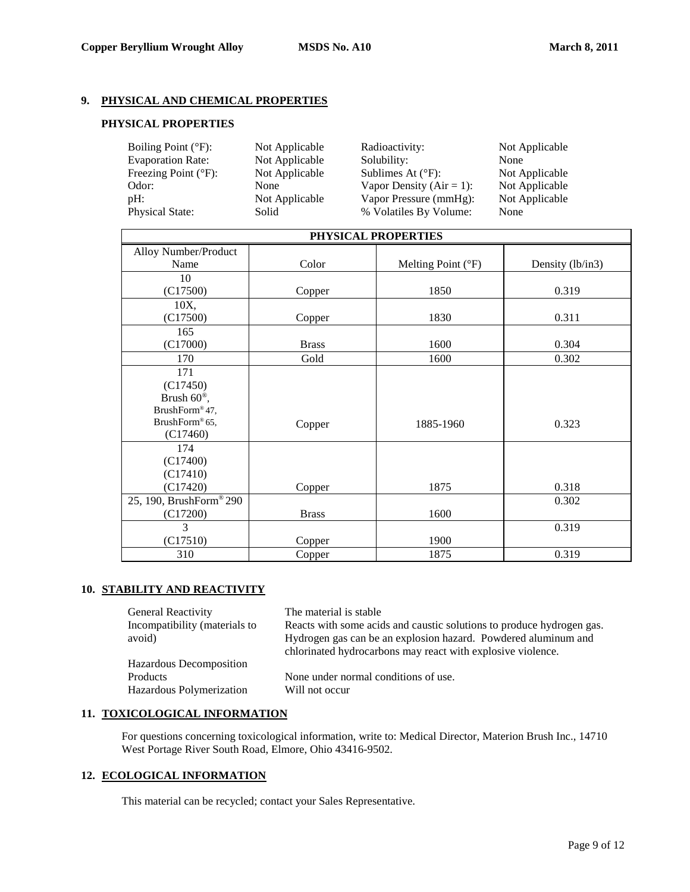## 9. PHYSICAL AND CHEMICAL PROPERTIES

### PHYSICAL PROPERTIES

| | | | |
|---|---|---|---|
| Boiling Point (°F): | Not Applicable | Radioactivity: | Not Applicable |
| Evaporation Rate: | Not Applicable | Solubility: | None |
| Freezing Point (°F): | Not Applicable | Sublimes At (°F): | Not Applicable |
| Odor: | None | Vapor Density (Air = 1): | Not Applicable |
| pH: | Not Applicable | Vapor Pressure (mmHg): | Not Applicable |
| Physical State: | Solid | % Volatiles By Volume: | None |

| PHYSICAL PROPERTIES | | | |
|---|---|---|---|
| Alloy Number/Product Name | Color | Melting Point (°F) | Density (lb/in3) |
| 10 (C17500) | Copper | 1850 | 0.319 |
| 10X, (C17500) | Copper | 1830 | 0.311 |
| 165 (C17000) | Brass | 1600 | 0.304 |
| 170 | Gold | 1600 | 0.302 |
| 171 (C17450) Brush 60®, BrushForm® 47, BrushForm® 65, (C17460) | Copper | 1885-1960 | 0.323 |
| 174 (C17400) (C17410) (C17420) | Copper | 1875 | 0.318 |
| 25, 190, BrushForm® 290 (C17200) | Brass | 1600 | 0.302 |
| 3 (C17510) | Copper | 1900 | 0.319 |
| 310 | Copper | 1875 | 0.319 |

## 10. STABILITY AND REACTIVITY

| | |
|---|---|
| General Reactivity | The material is stable |
| Incompatibility (materials to avoid) | Reacts with some acids and caustic solutions to produce hydrogen gas. Hydrogen gas can be an explosion hazard. Powdered aluminum and chlorinated hydrocarbons may react with explosive violence. |
| Hazardous Decomposition Products | None under normal conditions of use. |
| Hazardous Polymerization | Will not occur |

## 11. TOXICOLOGICAL INFORMATION

For questions concerning toxicological information, write to: Medical Director, Materion Brush Inc., 14710 West Portage River South Road, Elmore, Ohio 43416-9502.

## 12. ECOLOGICAL INFORMATION

This material can be recycled; contact your Sales Representative.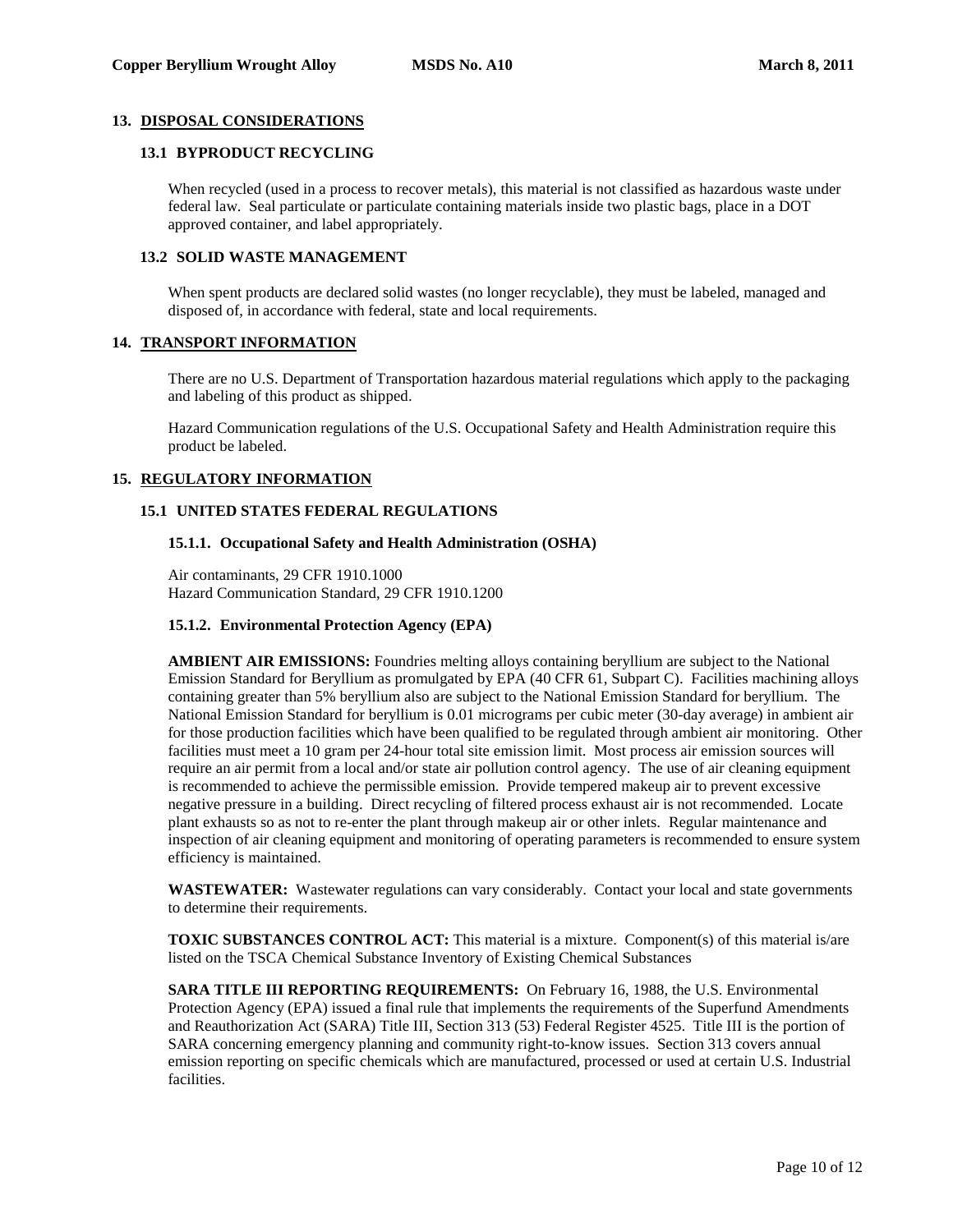## 13. DISPOSAL CONSIDERATIONS

### 13.1 BYPRODUCT RECYCLING

When recycled (used in a process to recover metals), this material is not classified as hazardous waste under federal law. Seal particulate or particulate containing materials inside two plastic bags, place in a DOT approved container, and label appropriately.

### 13.2 SOLID WASTE MANAGEMENT

When spent products are declared solid wastes (no longer recyclable), they must be labeled, managed and disposed of, in accordance with federal, state and local requirements.

## 14. TRANSPORT INFORMATION

There are no U.S. Department of Transportation hazardous material regulations which apply to the packaging and labeling of this product as shipped.

Hazard Communication regulations of the U.S. Occupational Safety and Health Administration require this product be labeled.

## 15. REGULATORY INFORMATION

### 15.1 UNITED STATES FEDERAL REGULATIONS

#### 15.1.1. Occupational Safety and Health Administration (OSHA)

Air contaminants, 29 CFR 1910.1000
Hazard Communication Standard, 29 CFR 1910.1200

#### 15.1.2. Environmental Protection Agency (EPA)

**AMBIENT AIR EMISSIONS:** Foundries melting alloys containing beryllium are subject to the National Emission Standard for Beryllium as promulgated by EPA (40 CFR 61, Subpart C). Facilities machining alloys containing greater than 5% beryllium also are subject to the National Emission Standard for beryllium. The National Emission Standard for beryllium is 0.01 micrograms per cubic meter (30-day average) in ambient air for those production facilities which have been qualified to be regulated through ambient air monitoring. Other facilities must meet a 10 gram per 24-hour total site emission limit. Most process air emission sources will require an air permit from a local and/or state air pollution control agency. The use of air cleaning equipment is recommended to achieve the permissible emission. Provide tempered makeup air to prevent excessive negative pressure in a building. Direct recycling of filtered process exhaust air is not recommended. Locate plant exhausts so as not to re-enter the plant through makeup air or other inlets. Regular maintenance and inspection of air cleaning equipment and monitoring of operating parameters is recommended to ensure system efficiency is maintained.

**WASTEWATER:** Wastewater regulations can vary considerably. Contact your local and state governments to determine their requirements.

**TOXIC SUBSTANCES CONTROL ACT:** This material is a mixture. Component(s) of this material is/are listed on the TSCA Chemical Substance Inventory of Existing Chemical Substances

**SARA TITLE III REPORTING REQUIREMENTS:** On February 16, 1988, the U.S. Environmental Protection Agency (EPA) issued a final rule that implements the requirements of the Superfund Amendments and Reauthorization Act (SARA) Title III, Section 313 (53) Federal Register 4525. Title III is the portion of SARA concerning emergency planning and community right-to-know issues. Section 313 covers annual emission reporting on specific chemicals which are manufactured, processed or used at certain U.S. Industrial facilities.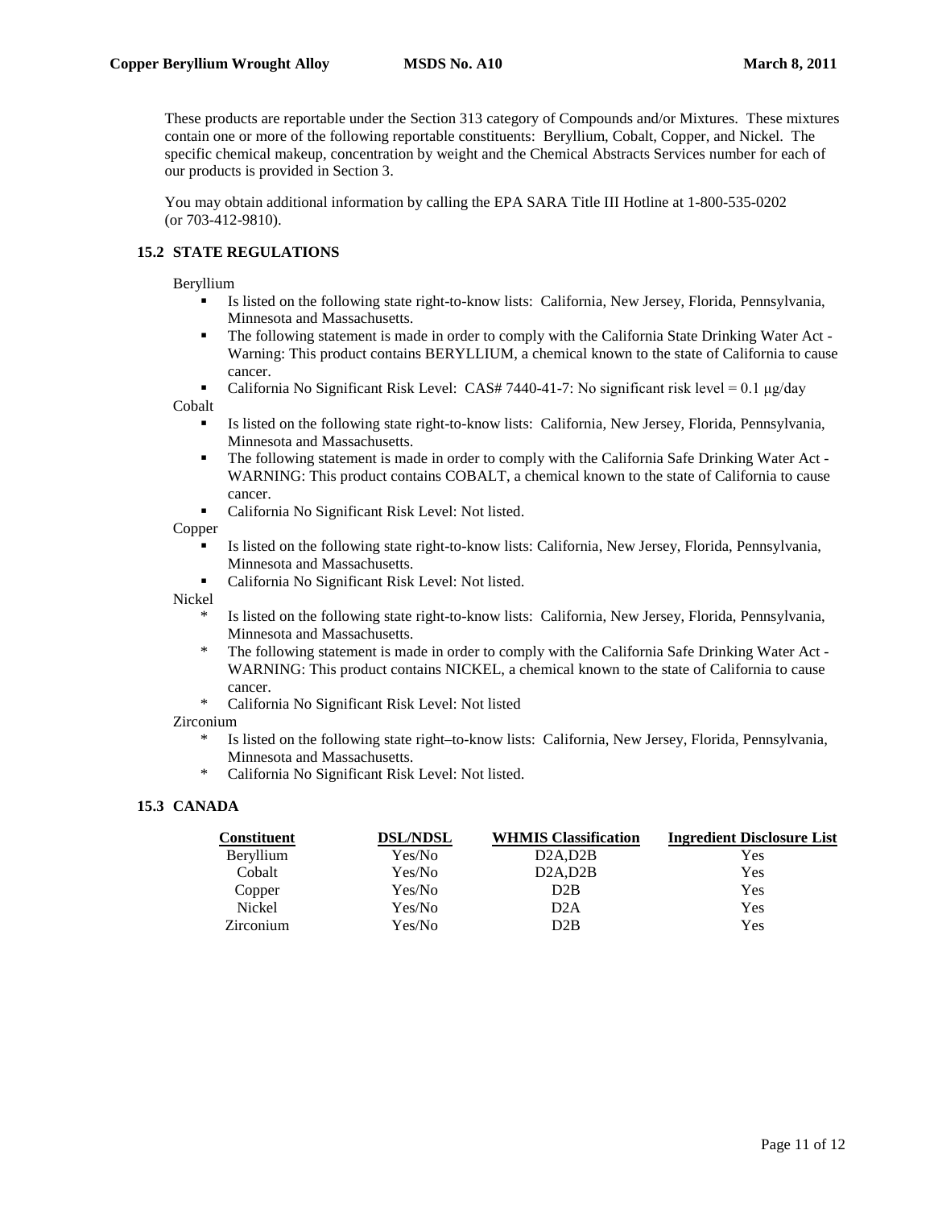These products are reportable under the Section 313 category of Compounds and/or Mixtures. These mixtures contain one or more of the following reportable constituents: Beryllium, Cobalt, Copper, and Nickel. The specific chemical makeup, concentration by weight and the Chemical Abstracts Services number for each of our products is provided in Section 3.

You may obtain additional information by calling the EPA SARA Title III Hotline at 1-800-535-0202 (or 703-412-9810).

### 15.2 STATE REGULATIONS

Beryllium

- Is listed on the following state right-to-know lists: California, New Jersey, Florida, Pennsylvania, Minnesota and Massachusetts.
- The following statement is made in order to comply with the California State Drinking Water Act - Warning: This product contains BERYLLIUM, a chemical known to the state of California to cause cancer.
- California No Significant Risk Level: CAS# 7440-41-7: No significant risk level = 0.1 μg/day

Cobalt

- Is listed on the following state right-to-know lists: California, New Jersey, Florida, Pennsylvania, Minnesota and Massachusetts.
- The following statement is made in order to comply with the California Safe Drinking Water Act - WARNING: This product contains COBALT, a chemical known to the state of California to cause cancer.
- California No Significant Risk Level: Not listed.

Copper

- Is listed on the following state right-to-know lists: California, New Jersey, Florida, Pennsylvania, Minnesota and Massachusetts.
- California No Significant Risk Level: Not listed.

Nickel

- Is listed on the following state right-to-know lists: California, New Jersey, Florida, Pennsylvania, Minnesota and Massachusetts.
- The following statement is made in order to comply with the California Safe Drinking Water Act - WARNING: This product contains NICKEL, a chemical known to the state of California to cause cancer.
- California No Significant Risk Level: Not listed

Zirconium

- Is listed on the following state right–to-know lists: California, New Jersey, Florida, Pennsylvania, Minnesota and Massachusetts.
- California No Significant Risk Level: Not listed.

### 15.3 CANADA

| Constituent | DSL/NDSL | WHMIS Classification | Ingredient Disclosure List |
|---|---|---|---|
| Beryllium | Yes/No | D2A,D2B | Yes |
| Cobalt | Yes/No | D2A,D2B | Yes |
| Copper | Yes/No | D2B | Yes |
| Nickel | Yes/No | D2A | Yes |
| Zirconium | Yes/No | D2B | Yes |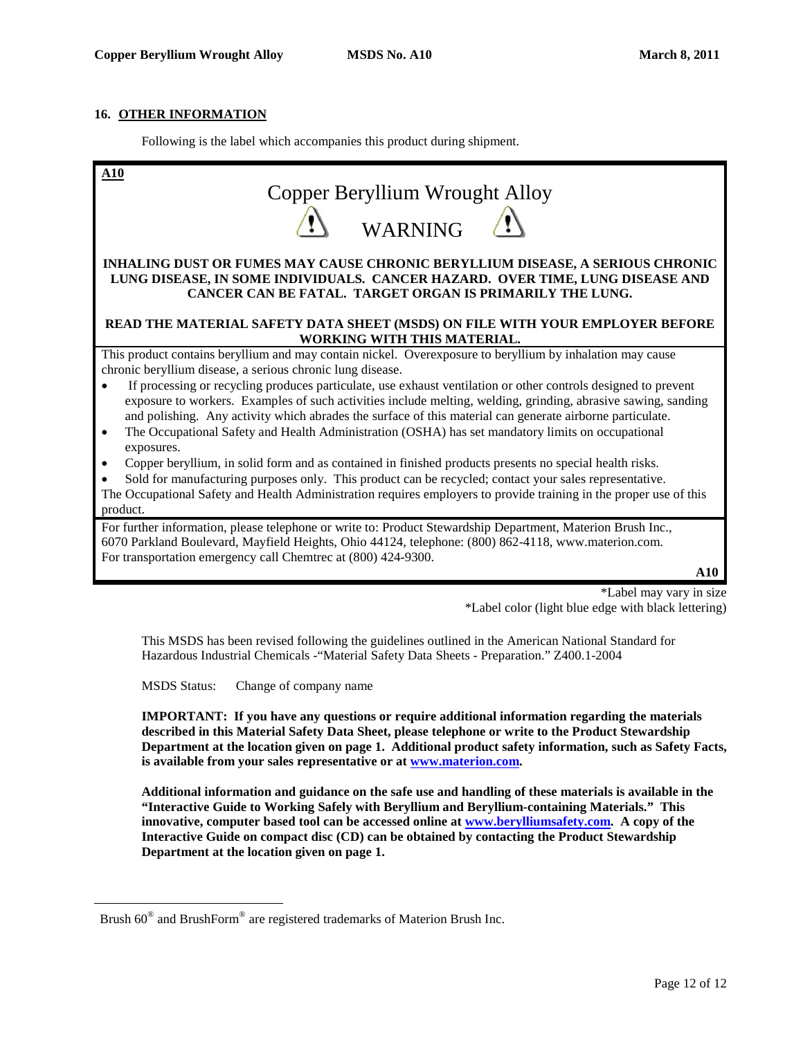## 16. OTHER INFORMATION

Following is the label which accompanies this product during shipment.

**A10**

Copper Beryllium Wrought Alloy

⚠ WARNING ⚠

**INHALING DUST OR FUMES MAY CAUSE CHRONIC BERYLLIUM DISEASE, A SERIOUS CHRONIC LUNG DISEASE, IN SOME INDIVIDUALS. CANCER HAZARD. OVER TIME, LUNG DISEASE AND CANCER CAN BE FATAL. TARGET ORGAN IS PRIMARILY THE LUNG.**

**READ THE MATERIAL SAFETY DATA SHEET (MSDS) ON FILE WITH YOUR EMPLOYER BEFORE WORKING WITH THIS MATERIAL.**

This product contains beryllium and may contain nickel. Overexposure to beryllium by inhalation may cause chronic beryllium disease, a serious chronic lung disease.

- If processing or recycling produces particulate, use exhaust ventilation or other controls designed to prevent exposure to workers. Examples of such activities include melting, welding, grinding, abrasive sawing, sanding and polishing. Any activity which abrades the surface of this material can generate airborne particulate.
- The Occupational Safety and Health Administration (OSHA) has set mandatory limits on occupational exposures.
- Copper beryllium, in solid form and as contained in finished products presents no special health risks.
- Sold for manufacturing purposes only. This product can be recycled; contact your sales representative.

The Occupational Safety and Health Administration requires employers to provide training in the proper use of this product.

For further information, please telephone or write to: Product Stewardship Department, Materion Brush Inc., 6070 Parkland Boulevard, Mayfield Heights, Ohio 44124, telephone: (800) 862-4118, www.materion.com.
For transportation emergency call Chemtrec at (800) 424-9300.

**A10**

*Label may vary in size
*Label color (light blue edge with black lettering)

This MSDS has been revised following the guidelines outlined in the American National Standard for Hazardous Industrial Chemicals -"Material Safety Data Sheets - Preparation." Z400.1-2004

MSDS Status: Change of company name

**IMPORTANT: If you have any questions or require additional information regarding the materials described in this Material Safety Data Sheet, please telephone or write to the Product Stewardship Department at the location given on page 1. Additional product safety information, such as Safety Facts, is available from your sales representative or at www.materion.com.**

**Additional information and guidance on the safe use and handling of these materials is available in the "Interactive Guide to Working Safely with Beryllium and Beryllium-containing Materials." This innovative, computer based tool can be accessed online at www.berylliumsafety.com. A copy of the Interactive Guide on compact disc (CD) can be obtained by contacting the Product Stewardship Department at the location given on page 1.**

---

Brush 60® and BrushForm® are registered trademarks of Materion Brush Inc.